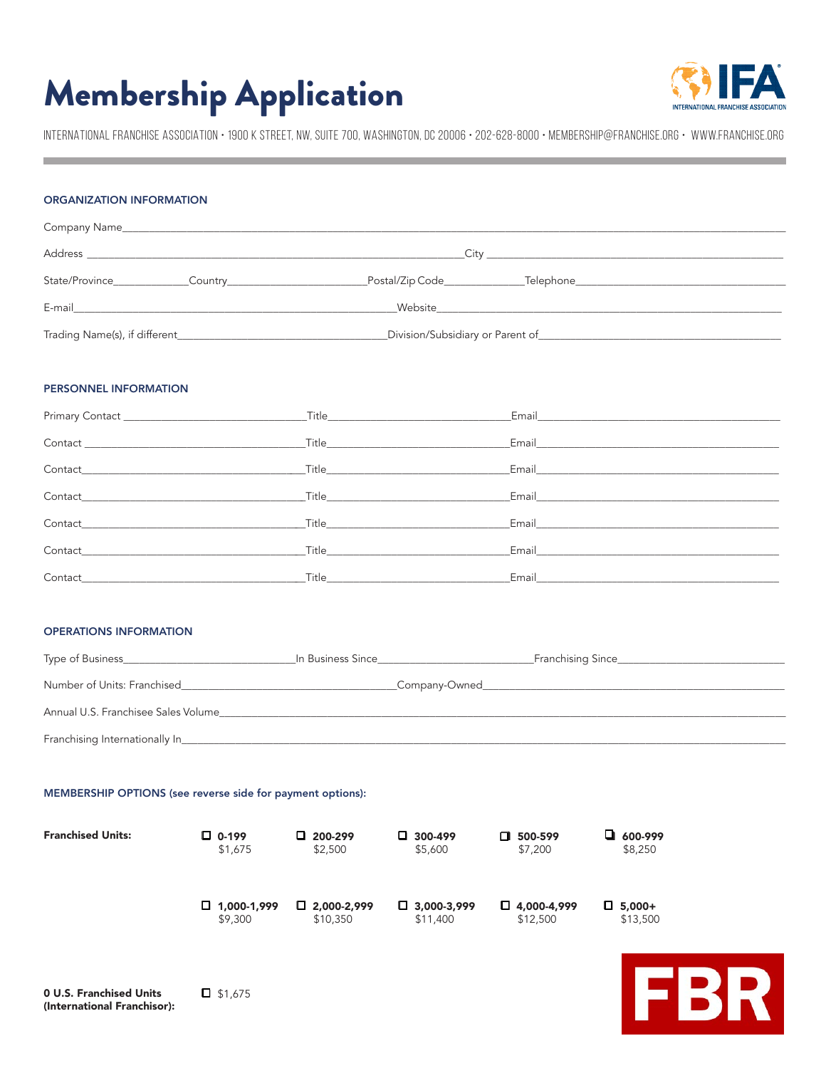# Membership Application

INTERNATIONAL FRANCHISE ASSOCIATION • 1900 K STREET, NW, SUITE 700, WASHINGTON, DC 20006 • 202-628-8000 • MEMBERSHIP@FRANCHISE.ORG • WWW.FRANCHISE.ORG

## ORGANIZATION INFORMATION

Company Name________________________________________________

Address ______________________________ City ______________________________

State/Province____________ Country____________________ Postal/Zip Code____________ Telephone____________________

E-mail______________________________ Website______________________________

Trading Name(s), if different______________________ Division/Subsidiary or Parent of______________________

## PERSONNEL INFORMATION

Primary Contact ____________________ Title____________________ Email____________________

Contact ____________________ Title____________________ Email____________________

Contact____________________ Title____________________ Email____________________

Contact____________________ Title____________________ Email____________________

Contact____________________ Title____________________ Email____________________

Contact____________________ Title____________________ Email____________________

Contact____________________ Title____________________ Email____________________

## OPERATIONS INFORMATION

Type of Business____________________ In Business Since____________________ Franchising Since____________________

Number of Units: Franchised____________________ Company-Owned____________________

Annual U.S. Franchisee Sales Volume________________________________________

Franchising Internationally In________________________________________

## MEMBERSHIP OPTIONS (see reverse side for payment options):

**Franchised Units:**

| ☐ **0-199** $1,675 | ☐ **200-299** $2,500 | ☐ **300-499** $5,600 | ☐ **500-599** $7,200 | ☐ **600-999** $8,250 |
|---|---|---|---|---|
| ☐ **1,000-1,999** $9,300 | ☐ **2,000-2,999** $10,350 | ☐ **3,000-3,999** $11,400 | ☐ **4,000-4,999** $12,500 | ☐ **5,000+** $13,500 |

**0 U.S. Franchised Units (International Franchisor):** ☐ $1,675

FBR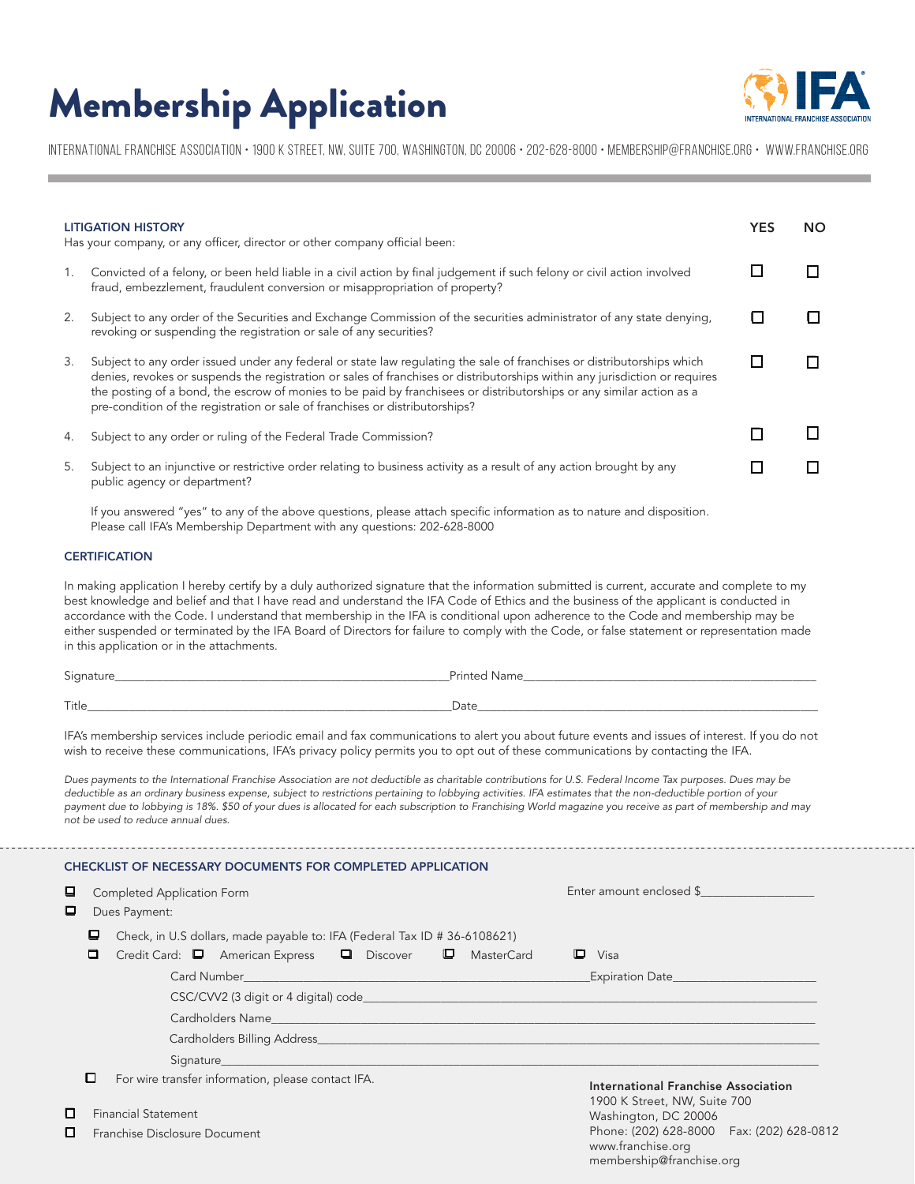# Membership Application

INTERNATIONAL FRANCHISE ASSOCIATION • 1900 K STREET, NW, SUITE 700, WASHINGTON, DC 20006 • 202-628-8000 • MEMBERSHIP@FRANCHISE.ORG • WWW.FRANCHISE.ORG

## LITIGATION HISTORY

Has your company, or any officer, director or other company official been:

| | | YES | NO |
|---|---|---|---|
| 1. | Convicted of a felony, or been held liable in a civil action by final judgement if such felony or civil action involved fraud, embezzlement, fraudulent conversion or misappropriation of property? | ☐ | ☐ |
| 2. | Subject to any order of the Securities and Exchange Commission of the securities administrator of any state denying, revoking or suspending the registration or sale of any securities? | ☐ | ☐ |
| 3. | Subject to any order issued under any federal or state law regulating the sale of franchises or distributorships which denies, revokes or suspends the registration or sales of franchises or distributorships within any jurisdiction or requires the posting of a bond, the escrow of monies to be paid by franchisees or distributorships or any similar action as a pre-condition of the registration or sale of franchises or distributorships? | ☐ | ☐ |
| 4. | Subject to any order or ruling of the Federal Trade Commission? | ☐ | ☐ |
| 5. | Subject to an injunctive or restrictive order relating to business activity as a result of any action brought by any public agency or department? | ☐ | ☐ |

If you answered "yes" to any of the above questions, please attach specific information as to nature and disposition. Please call IFA's Membership Department with any questions: 202-628-8000

## CERTIFICATION

In making application I hereby certify by a duly authorized signature that the information submitted is current, accurate and complete to my best knowledge and belief and that I have read and understand the IFA Code of Ethics and the business of the applicant is conducted in accordance with the Code. I understand that membership in the IFA is conditional upon adherence to the Code and membership may be either suspended or terminated by the IFA Board of Directors for failure to comply with the Code, or false statement or representation made in this application or in the attachments.

Signature_______________________ Printed Name_______________________

Title_______________________ Date_______________________

IFA's membership services include periodic email and fax communications to alert you about future events and issues of interest. If you do not wish to receive these communications, IFA's privacy policy permits you to opt out of these communications by contacting the IFA.

*Dues payments to the International Franchise Association are not deductible as charitable contributions for U.S. Federal Income Tax purposes. Dues may be deductible as an ordinary business expense, subject to restrictions pertaining to lobbying activities. IFA estimates that the non-deductible portion of your payment due to lobbying is 18%. $50 of your dues is allocated for each subscription to Franchising World magazine you receive as part of membership and may not be used to reduce annual dues.*

## CHECKLIST OF NECESSARY DOCUMENTS FOR COMPLETED APPLICATION

- ☐ Completed Application Form
- ☐ Dues Payment:
  - ☐ Check, in U.S dollars, made payable to: IFA (Federal Tax ID # 36-6108621)
  - ☐ Credit Card: ☐ American Express ☐ Discover ☐ MasterCard ☐ Visa
    - Card Number_______________________ Expiration Date_______________________
    - CSC/CVV2 (3 digit or 4 digital) code_______________________
    - Cardholders Name_______________________
    - Cardholders Billing Address_______________________
    - Signature_______________________
  - ☐ For wire transfer information, please contact IFA.
- ☐ Financial Statement
- ☐ Franchise Disclosure Document

Enter amount enclosed $_______________________

**International Franchise Association**
1900 K Street, NW, Suite 700
Washington, DC 20006
Phone: (202) 628-8000 Fax: (202) 628-0812
www.franchise.org
membership@franchise.org